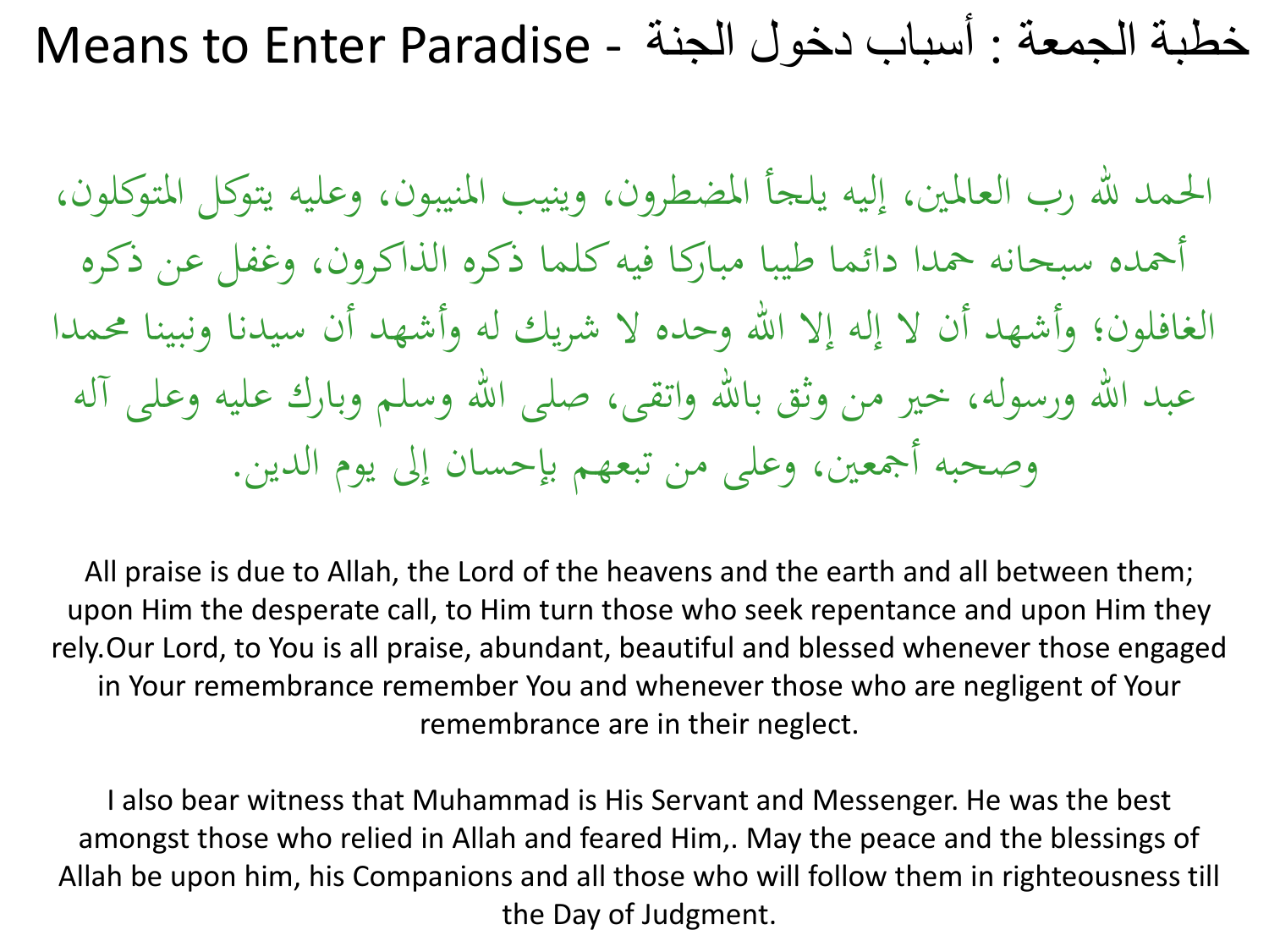# Means to Enter Paradise - خطبة الجمعة : أسباب دخول الجنة

الحمد لله رب العالمين، إليه يلجأ المضطرون، وينيب المنيبون، وعليه يتوكل المتوكلون، أحمده سبحانه حمدا دائما طيبا مباركا فيه كلما ذكره الذاكرون، وغفل عن ذكره الغافلون؛ وأشهد أن لا إله إلا الله وحده لا شريك له وأشهد أن سيدنا ونبينا محمدا عبد الله ورسوله، خير من وثق بالله واتقى، صلى الله وسلم وبارك عليه وعلى آله وصحبه أجمعين، وعلى من تبعهم بإحسان إلى يوم الدين.

All praise is due to Allah, the Lord of the heavens and the earth and all between them; upon Him the desperate call, to Him turn those who seek repentance and upon Him they rely.Our Lord, to You is all praise, abundant, beautiful and blessed whenever those engaged in Your remembrance remember You and whenever those who are negligent of Your remembrance are in their neglect.

I also bear witness that Muhammad is His Servant and Messenger. He was the best amongst those who relied in Allah and feared Him,. May the peace and the blessings of Allah be upon him, his Companions and all those who will follow them in righteousness till the Day of Judgment.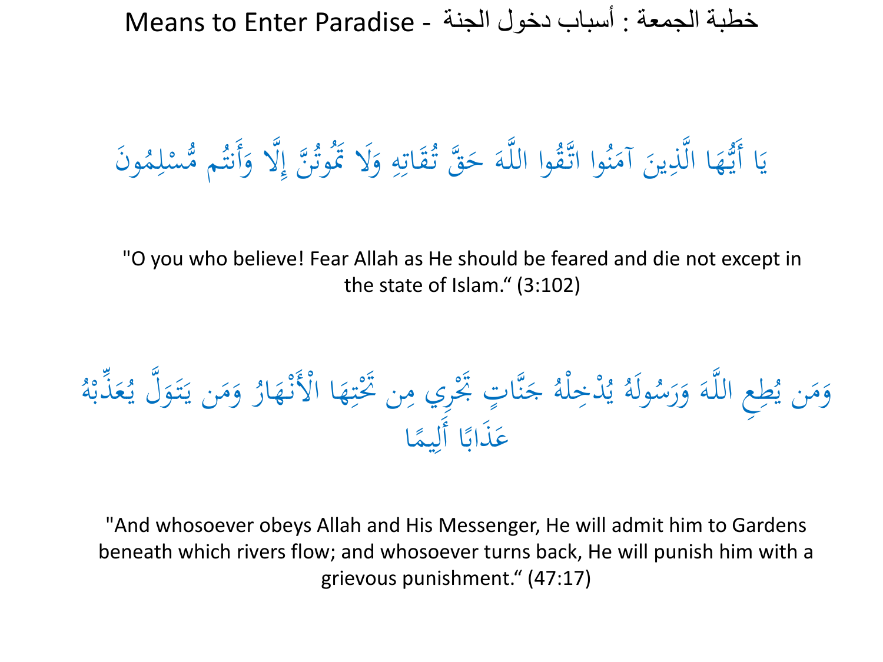# Means to Enter Paradise - خطبة الجمعة : أسباب دخول الجنة

يَا أَيُّهَا الَّذِينَ آمَنُوا اتَّقُوا اللَّهَ حَقَّ تُقَاتِهِ وَلَا تَمُوتُنَّ إِلَّا وَأَنتُم مُّسْلِمُونَ

"O you who believe! Fear Allah as He should be feared and die not except in the state of Islam." (3:102)

وَمَن يُطِعِ اللَّهَ وَرَسُولَهُ يُدْخِلْهُ جَنَّاتٍ تَجْرِي مِن تَحْتِهَا الْأَنْهَارُ وَمَن يَتَوَلَّ يُعَذِّبْهُ عَذَابًا أَلِيمًا

"And whosoever obeys Allah and His Messenger, He will admit him to Gardens beneath which rivers flow; and whosoever turns back, He will punish him with a grievous punishment." (47:17)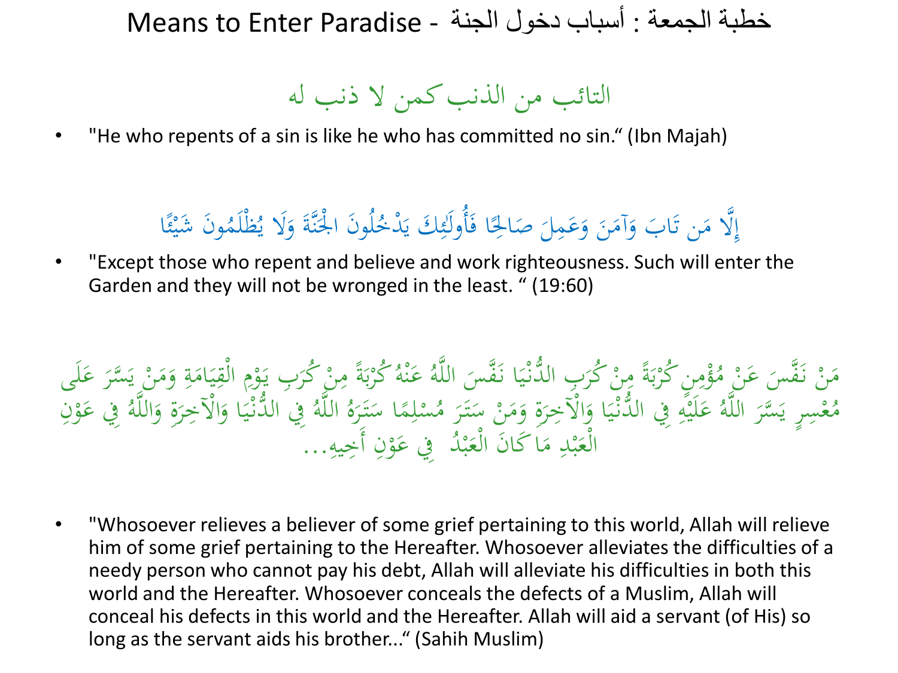# Means to Enter Paradise - خطبة الجمعة : أسباب دخول الجنة

التائب من الذنب كمن لا ذنب له

- "He who repents of a sin is like he who has committed no sin." (Ibn Majah)

إِلَّا مَن تَابَ وَآمَنَ وَعَمِلَ صَالِحًا فَأُولَئِكَ يَدْخُلُونَ الْجَنَّةَ وَلَا يُظْلَمُونَ شَيْئًا

- "Except those who repent and believe and work righteousness. Such will enter the Garden and they will not be wronged in the least. " (19:60)

مَنْ نَفَّسَ عَنْ مُؤْمِنٍ كُرْبَةً مِنْ كُرَبِ الدُّنْيَا نَفَّسَ اللَّهُ عَنْهُ كُرْبَةً مِنْ كُرَبِ يَوْمِ الْقِيَامَةِ وَمَنْ يَسَّرَ عَلَى مُعْسِرٍ يَسَّرَ اللَّهُ عَلَيْهِ فِي الدُّنْيَا وَالْآخِرَةِ وَمَنْ سَتَرَ مُسْلِمًا سَتَرَهُ اللَّهُ فِي الدُّنْيَا وَالْآخِرَةِ وَاللَّهُ فِي عَوْنِ الْعَبْدِ مَا كَانَ الْعَبْدُ فِي عَوْنِ أَخِيهِ...

- "Whosoever relieves a believer of some grief pertaining to this world, Allah will relieve him of some grief pertaining to the Hereafter. Whosoever alleviates the difficulties of a needy person who cannot pay his debt, Allah will alleviate his difficulties in both this world and the Hereafter. Whosoever conceals the defects of a Muslim, Allah will conceal his defects in this world and the Hereafter. Allah will aid a servant (of His) so long as the servant aids his brother..." (Sahih Muslim)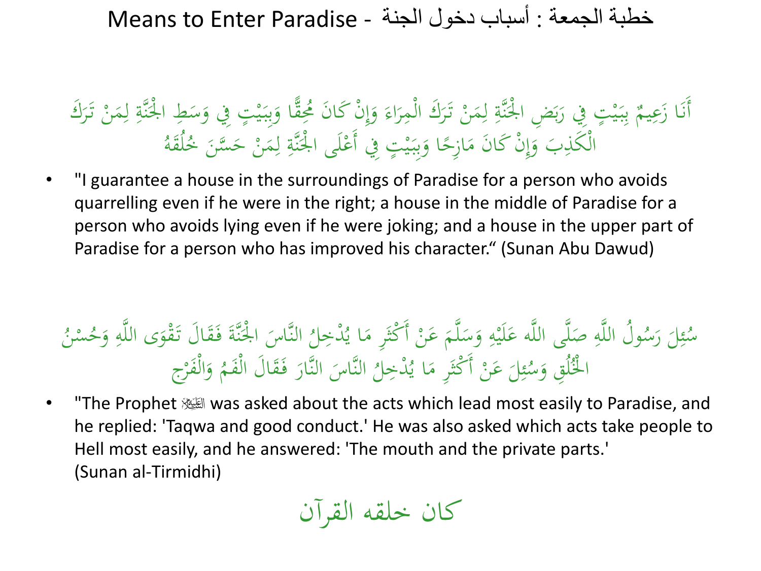# Means to Enter Paradise - خطبة الجمعة : أسباب دخول الجنة

أَنَا زَعِيمٌ بِبَيْتٍ فِي رَبَضِ الْجَنَّةِ لِمَنْ تَرَكَ الْمِرَاءَ وَإِنْ كَانَ مُحِقًّا وَبِبَيْتٍ فِي وَسَطِ الْجَنَّةِ لِمَنْ تَرَكَ الْكَذِبَ وَإِنْ كَانَ مَازِحًا وَبِبَيْتٍ فِي أَعْلَى الْجَنَّةِ لِمَنْ حَسَّنَ خُلُقَهُ

- "I guarantee a house in the surroundings of Paradise for a person who avoids quarrelling even if he were in the right; a house in the middle of Paradise for a person who avoids lying even if he were joking; and a house in the upper part of Paradise for a person who has improved his character." (Sunan Abu Dawud)

سُئِلَ رَسُولُ اللَّهِ صَلَّى اللَّه عَلَيْهِ وَسَلَّمَ عَنْ أَكْثَرِ مَا يُدْخِلُ النَّاسَ الْجَنَّةَ فَقَالَ تَقْوَى اللَّهِ وَحُسْنُ الْخُلُقِ وَسُئِلَ عَنْ أَكْثَرِ مَا يُدْخِلُ النَّاسَ النَّارَ فَقَالَ الْفَمُ وَالْفَرْجُ

- "The Prophet ﷺ was asked about the acts which lead most easily to Paradise, and he replied: 'Taqwa and good conduct.' He was also asked which acts take people to Hell most easily, and he answered: 'The mouth and the private parts.' (Sunan al-Tirmidhi)

كان خلقه القرآن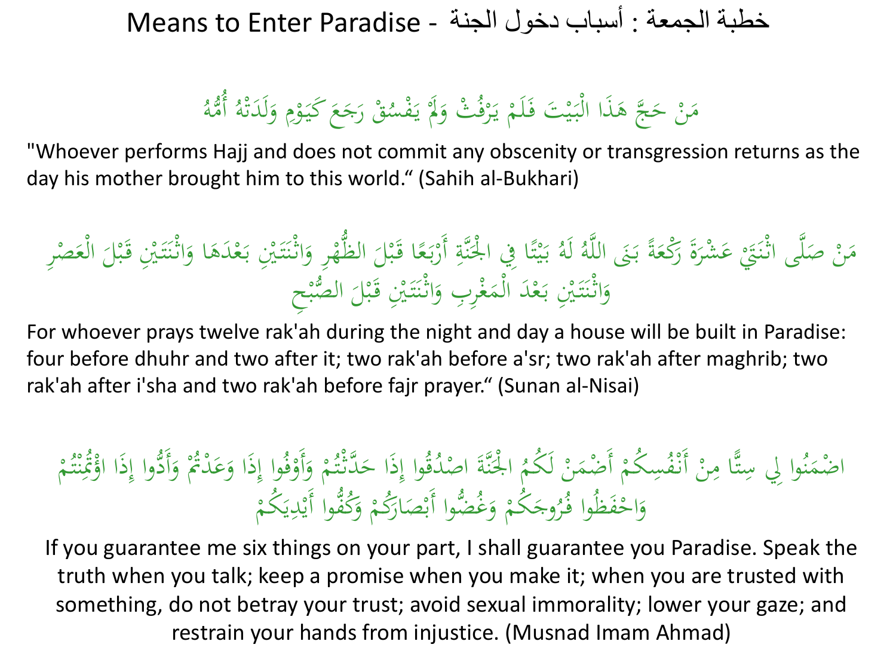# Means to Enter Paradise - خطبة الجمعة : أسباب دخول الجنة

مَنْ حَجَّ هَذَا الْبَيْتَ فَلَمْ يَرْفُثْ وَلَمْ يَفْسُقْ رَجَعَ كَيَوْمِ وَلَدَتْهُ أُمُّهُ

"Whoever performs Hajj and does not commit any obscenity or transgression returns as the day his mother brought him to this world.“ (Sahih al-Bukhari)

مَنْ صَلَّى اثْنَتَيْ عَشْرَةَ رَكْعَةً بَنَى اللَّهُ لَهُ بَيْتًا فِي الْجَنَّةِ أَرْبَعًا قَبْلَ الظُّهْرِ وَاثْنَتَيْنِ بَعْدَهَا وَاثْنَتَيْنِ قَبْلَ الْعَصْرِ وَاثْنَتَيْنِ بَعْدَ الْمَغْرِبِ وَاثْنَتَيْنِ قَبْلَ الصُّبْحِ

For whoever prays twelve rak'ah during the night and day a house will be built in Paradise: four before dhuhr and two after it; two rak'ah before a'sr; two rak'ah after maghrib; two rak'ah after i'sha and two rak'ah before fajr prayer.“ (Sunan al-Nisai)

اضْمَنُوا لِي سِتًّا مِنْ أَنْفُسِكُمْ أَضْمَنْ لَكُمُ الْجَنَّةَ اصْدُقُوا إِذَا حَدَّثْتُمْ وَأَوْفُوا إِذَا وَعَدْتُمْ وَأَدُّوا إِذَا اؤْتُمِنْتُمْ وَاحْفَظُوا فُرُوجَكُمْ وَغُضُّوا أَبْصَارَكُمْ وَكُفُّوا أَيْدِيَكُمْ

If you guarantee me six things on your part, I shall guarantee you Paradise. Speak the truth when you talk; keep a promise when you make it; when you are trusted with something, do not betray your trust; avoid sexual immorality; lower your gaze; and restrain your hands from injustice. (Musnad Imam Ahmad)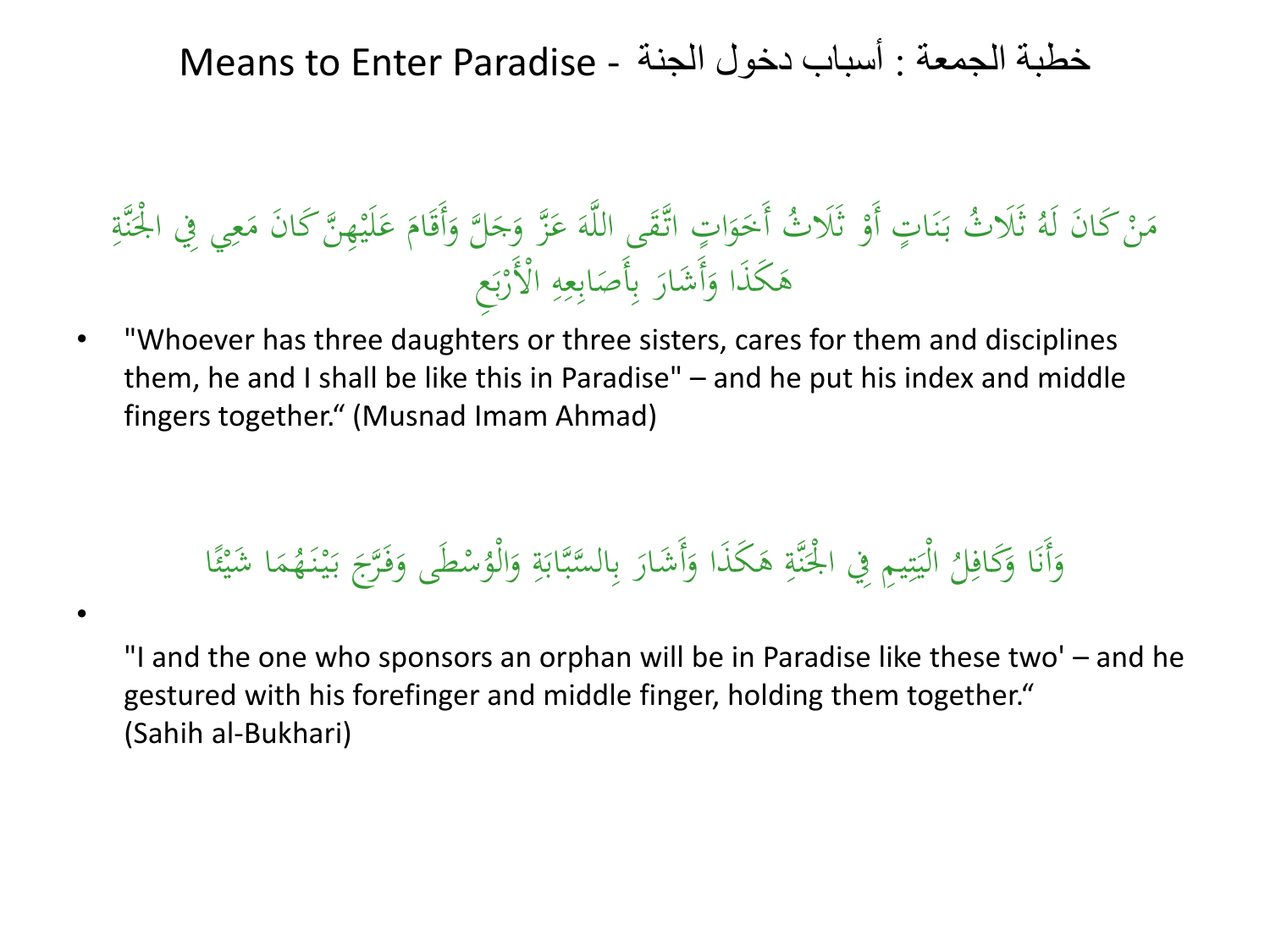# Means to Enter Paradise - خطبة الجمعة : أسباب دخول الجنة

مَنْ كَانَ لَهُ ثَلَاثُ بَنَاتٍ أَوْ ثَلَاثُ أَخَوَاتٍ اتَّقَى اللَّهَ عَزَّ وَجَلَّ وَأَقَامَ عَلَيْهِنَّ كَانَ مَعِي فِي الْجَنَّةِ هَكَذَا وَأَشَارَ بِأَصَابِعِهِ الْأَرْبَعِ

- "Whoever has three daughters or three sisters, cares for them and disciplines them, he and I shall be like this in Paradise" – and he put his index and middle fingers together." (Musnad Imam Ahmad)

وَأَنَا وَكَافِلُ الْيَتِيمِ فِي الْجَنَّةِ هَكَذَا وَأَشَارَ بِالسَّبَّابَةِ وَالْوُسْطَى وَفَرَّجَ بَيْنَهُمَا شَيْئًا

- "I and the one who sponsors an orphan will be in Paradise like these two' – and he gestured with his forefinger and middle finger, holding them together."
(Sahih al-Bukhari)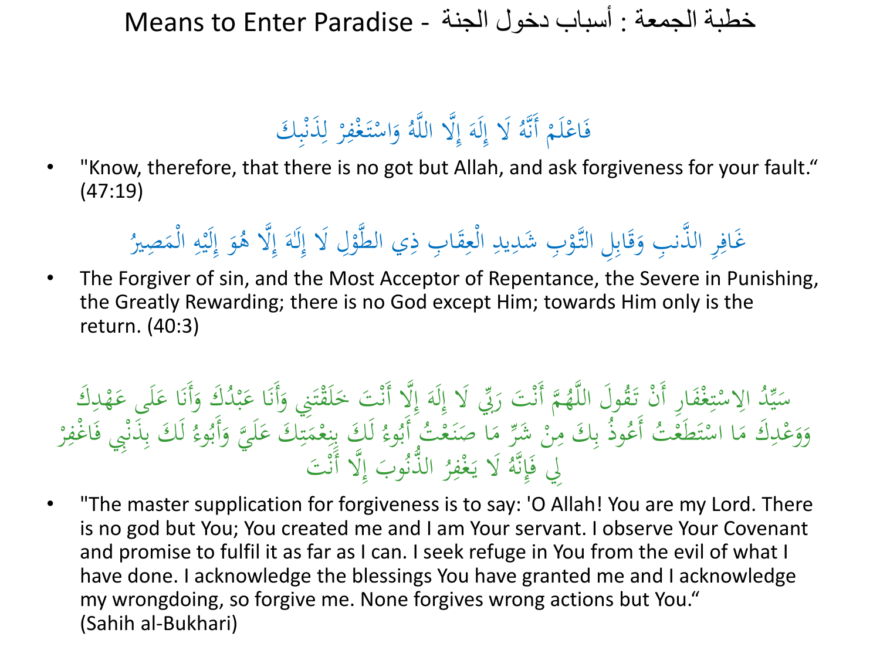# Means to Enter Paradise - خطبة الجمعة : أسباب دخول الجنة

فَاعْلَمْ أَنَّهُ لَا إِلَهَ إِلَّا اللَّهُ وَاسْتَغْفِرْ لِذَنْبِكَ

- "Know, therefore, that there is no got but Allah, and ask forgiveness for your fault." (47:19)

غَافِرِ الذَّنبِ وَقَابِلِ التَّوْبِ شَدِيدِ الْعِقَابِ ذِي الطَّوْلِ لَا إِلَهَ إِلَّا هُوَ إِلَيْهِ الْمَصِيرُ

- The Forgiver of sin, and the Most Acceptor of Repentance, the Severe in Punishing, the Greatly Rewarding; there is no God except Him; towards Him only is the return. (40:3)

سَيِّدُ الِاسْتِغْفَارِ أَنْ تَقُولَ اللَّهُمَّ أَنْتَ رَبِّي لَا إِلَهَ إِلَّا أَنْتَ خَلَقْتَنِي وَأَنَا عَبْدُكَ وَأَنَا عَلَى عَهْدِكَ وَوَعْدِكَ مَا اسْتَطَعْتُ أَعُوذُ بِكَ مِنْ شَرِّ مَا صَنَعْتُ أَبُوءُ لَكَ بِنِعْمَتِكَ عَلَيَّ وَأَبُوءُ لَكَ بِذَنْبِي فَاغْفِرْ لِي فَإِنَّهُ لَا يَغْفِرُ الذُّنُوبَ إِلَّا أَنْتَ

- "The master supplication for forgiveness is to say: 'O Allah! You are my Lord. There is no god but You; You created me and I am Your servant. I observe Your Covenant and promise to fulfil it as far as I can. I seek refuge in You from the evil of what I have done. I acknowledge the blessings You have granted me and I acknowledge my wrongdoing, so forgive me. None forgives wrong actions but You."
(Sahih al-Bukhari)